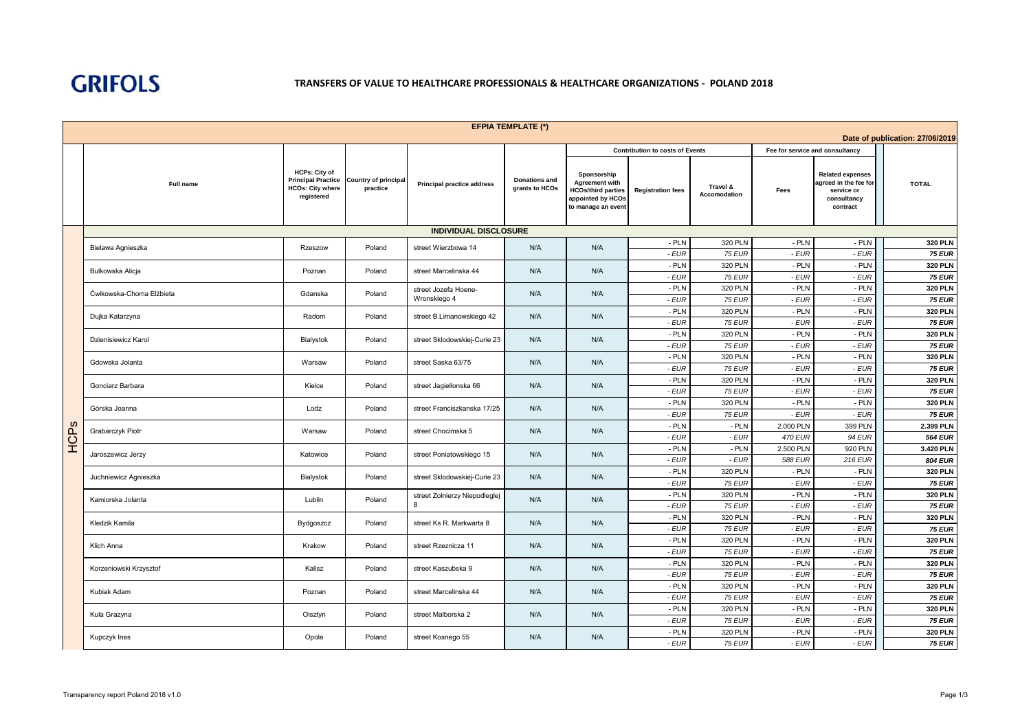GRIFOLS

# TRANSFERS OF VALUE TO HEALTHCARE PROFESSIONALS & HEALTHCARE ORGANIZATIONS - POLAND 2018

**EFPIA TEMPLATE (\*)**

Date of publication: 27/06/2019

| | Full name | HCPs: City of Principal Practice HCOs: City where registered | Country of principal practice | Principal practice address | Donations and grants to HCOs | Contribution to costs of Events | | | Fee for service and consultancy | | TOTAL |
|---|---|---|---|---|---|---|---|---|---|---|---|
| | | | | | | Sponsorship Agreement with HCOs/third parties appointed by HCOs to manage an event | Registration fees | Travel & Accomodation | Fees | Related expenses agreed in the fee for service or consultancy contract | |
| | **INDIVIDUAL DISCLOSURE** | | | | | | | | | | |
| HCPs | Bielawa Agnieszka | Rzeszow | Poland | street Wierzbowa 14 | N/A | N/A | - PLN | 320 PLN | - PLN | - PLN | **320 PLN** |
| | | | | | | | *- EUR* | *75 EUR* | *- EUR* | *- EUR* | ***75 EUR*** |
| | Bulkowska Alicja | Poznan | Poland | street Marcelinska 44 | N/A | N/A | - PLN | 320 PLN | - PLN | - PLN | **320 PLN** |
| | | | | | | | *- EUR* | *75 EUR* | *- EUR* | *- EUR* | ***75 EUR*** |
| | Ćwikowska-Choma Elżbieta | Gdanska | Poland | street Jozefa Hoene-Wronskiego 4 | N/A | N/A | - PLN | 320 PLN | - PLN | - PLN | **320 PLN** |
| | | | | | | | *- EUR* | *75 EUR* | *- EUR* | *- EUR* | ***75 EUR*** |
| | Dujka Katarzyna | Radom | Poland | street B.Limanowskiego 42 | N/A | N/A | - PLN | 320 PLN | - PLN | - PLN | **320 PLN** |
| | | | | | | | *- EUR* | *75 EUR* | *- EUR* | *- EUR* | ***75 EUR*** |
| | Dzienisiewicz Karol | Bialystok | Poland | street Sklodowskiej-Curie 23 | N/A | N/A | - PLN | 320 PLN | - PLN | - PLN | **320 PLN** |
| | | | | | | | *- EUR* | *75 EUR* | *- EUR* | *- EUR* | ***75 EUR*** |
| | Gdowska Jolanta | Warsaw | Poland | street Saska 63/75 | N/A | N/A | - PLN | 320 PLN | - PLN | - PLN | **320 PLN** |
| | | | | | | | *- EUR* | *75 EUR* | *- EUR* | *- EUR* | ***75 EUR*** |
| | Gonciarz Barbara | Kielce | Poland | street Jagiellonska 66 | N/A | N/A | - PLN | 320 PLN | - PLN | - PLN | **320 PLN** |
| | | | | | | | *- EUR* | *75 EUR* | *- EUR* | *- EUR* | ***75 EUR*** |
| | Górska Joanna | Lodz | Poland | street Franciszkanska 17/25 | N/A | N/A | - PLN | 320 PLN | - PLN | - PLN | **320 PLN** |
| | | | | | | | *- EUR* | *75 EUR* | *- EUR* | *- EUR* | ***75 EUR*** |
| | Grabarczyk Piotr | Warsaw | Poland | street Chocimska 5 | N/A | N/A | - PLN | - PLN | 2.000 PLN | 399 PLN | **2.399 PLN** |
| | | | | | | | *- EUR* | *- EUR* | *470 EUR* | *94 EUR* | ***564 EUR*** |
| | Jaroszewicz Jerzy | Katowice | Poland | street Poniatowskiego 15 | N/A | N/A | - PLN | - PLN | 2.500 PLN | 920 PLN | **3.420 PLN** |
| | | | | | | | *- EUR* | *- EUR* | *588 EUR* | *216 EUR* | ***804 EUR*** |
| | Juchniewicz Agnieszka | Bialystok | Poland | street Sklodowskiej-Curie 23 | N/A | N/A | - PLN | 320 PLN | - PLN | - PLN | **320 PLN** |
| | | | | | | | *- EUR* | *75 EUR* | *- EUR* | *- EUR* | ***75 EUR*** |
| | Kamiorska Jolanta | Lublin | Poland | street Zolnierzy Niepodleglej 8 | N/A | N/A | - PLN | 320 PLN | - PLN | - PLN | **320 PLN** |
| | | | | | | | *- EUR* | *75 EUR* | *- EUR* | *- EUR* | ***75 EUR*** |
| | Kledzik Kamila | Bydgoszcz | Poland | street Ks R. Markwarta 8 | N/A | N/A | - PLN | 320 PLN | - PLN | - PLN | **320 PLN** |
| | | | | | | | *- EUR* | *75 EUR* | *- EUR* | *- EUR* | ***75 EUR*** |
| | Klich Anna | Krakow | Poland | street Rzeznicza 11 | N/A | N/A | - PLN | 320 PLN | - PLN | - PLN | **320 PLN** |
| | | | | | | | *- EUR* | *75 EUR* | *- EUR* | *- EUR* | ***75 EUR*** |
| | Korzeniowski Krzysztof | Kalisz | Poland | street Kaszubska 9 | N/A | N/A | - PLN | 320 PLN | - PLN | - PLN | **320 PLN** |
| | | | | | | | *- EUR* | *75 EUR* | *- EUR* | *- EUR* | ***75 EUR*** |
| | Kubiak Adam | Poznan | Poland | street Marcelinska 44 | N/A | N/A | - PLN | 320 PLN | - PLN | - PLN | **320 PLN** |
| | | | | | | | *- EUR* | *75 EUR* | *- EUR* | *- EUR* | ***75 EUR*** |
| | Kula Grazyna | Olsztyn | Poland | street Malborska 2 | N/A | N/A | - PLN | 320 PLN | - PLN | - PLN | **320 PLN** |
| | | | | | | | *- EUR* | *75 EUR* | *- EUR* | *- EUR* | ***75 EUR*** |
| | Kupczyk Ines | Opole | Poland | street Kosnego 55 | N/A | N/A | - PLN | 320 PLN | - PLN | - PLN | **320 PLN** |
| | | | | | | | *- EUR* | *75 EUR* | *- EUR* | *- EUR* | ***75 EUR*** |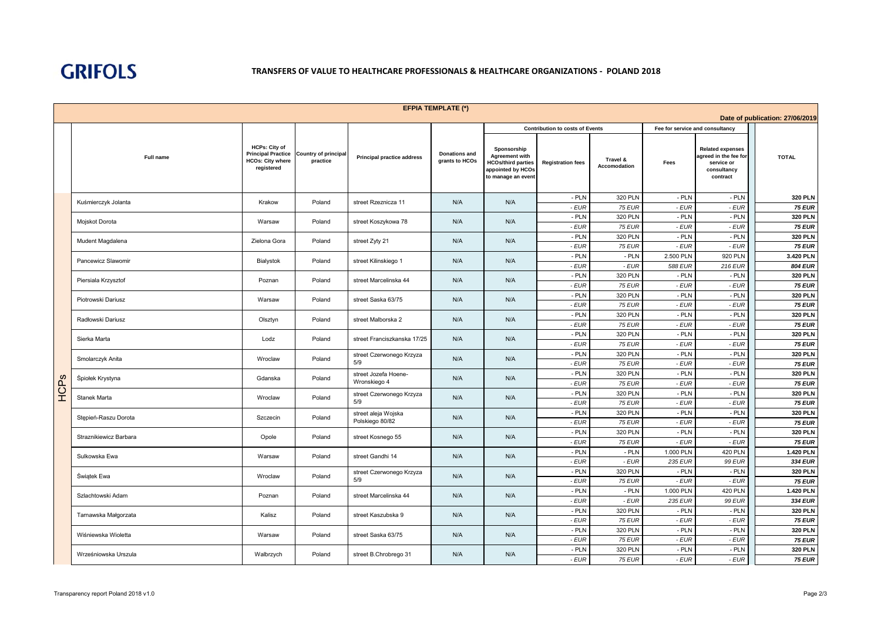**GRIFOLS**

## TRANSFERS OF VALUE TO HEALTHCARE PROFESSIONALS & HEALTHCARE ORGANIZATIONS - POLAND 2018

**EFPIA TEMPLATE (\*)**

Date of publication: 27/06/2019

| | Full name | HCPs: City of Principal Practice HCOs: City where registered | Country of principal practice | Principal practice address | Donations and grants to HCOs | Contribution to costs of Events | | | Fee for service and consultancy | | TOTAL |
|---|---|---|---|---|---|---|---|---|---|---|---|
| | | | | | | Sponsorship Agreement with HCOs/third parties appointed by HCOs to manage an event | Registration fees | Travel & Accomodation | Fees | Related expenses agreed in the fee for service or consultancy contract | |
| HCPs | Kuśmierczyk Jolanta | Krakow | Poland | street Rzeznicza 11 | N/A | N/A | - PLN | 320 PLN | - PLN | - PLN | **320 PLN** |
| | | | | | | | *- EUR* | *75 EUR* | *- EUR* | *- EUR* | ***75 EUR*** |
| | Mojskot Dorota | Warsaw | Poland | street Koszykowa 78 | N/A | N/A | - PLN | 320 PLN | - PLN | - PLN | **320 PLN** |
| | | | | | | | *- EUR* | *75 EUR* | *- EUR* | *- EUR* | ***75 EUR*** |
| | Mudent Magdalena | Zielona Gora | Poland | street Zyty 21 | N/A | N/A | - PLN | 320 PLN | - PLN | - PLN | **320 PLN** |
| | | | | | | | *- EUR* | *75 EUR* | *- EUR* | *- EUR* | ***75 EUR*** |
| | Pancewicz Slawomir | Bialystok | Poland | street Kilinskiego 1 | N/A | N/A | - PLN | - PLN | 2.500 PLN | 920 PLN | **3.420 PLN** |
| | | | | | | | *- EUR* | *- EUR* | *588 EUR* | *216 EUR* | ***804 EUR*** |
| | Piersiala Krzysztof | Poznan | Poland | street Marcelinska 44 | N/A | N/A | - PLN | 320 PLN | - PLN | - PLN | **320 PLN** |
| | | | | | | | *- EUR* | *75 EUR* | *- EUR* | *- EUR* | ***75 EUR*** |
| | Piotrowski Dariusz | Warsaw | Poland | street Saska 63/75 | N/A | N/A | - PLN | 320 PLN | - PLN | - PLN | **320 PLN** |
| | | | | | | | *- EUR* | *75 EUR* | *- EUR* | *- EUR* | ***75 EUR*** |
| | Radłowski Dariusz | Olsztyn | Poland | street Malborska 2 | N/A | N/A | - PLN | 320 PLN | - PLN | - PLN | **320 PLN** |
| | | | | | | | *- EUR* | *75 EUR* | *- EUR* | *- EUR* | ***75 EUR*** |
| | Sierka Marta | Lodz | Poland | street Franciszkanska 17/25 | N/A | N/A | - PLN | 320 PLN | - PLN | - PLN | **320 PLN** |
| | | | | | | | *- EUR* | *75 EUR* | *- EUR* | *- EUR* | ***75 EUR*** |
| | Smolarczyk Anita | Wroclaw | Poland | street Czerwonego Krzyza 5/9 | N/A | N/A | - PLN | 320 PLN | - PLN | - PLN | **320 PLN** |
| | | | | | | | *- EUR* | *75 EUR* | *- EUR* | *- EUR* | ***75 EUR*** |
| | Śpiołek Krystyna | Gdanska | Poland | street Jozefa Hoene-Wronskiego 4 | N/A | N/A | - PLN | 320 PLN | - PLN | - PLN | **320 PLN** |
| | | | | | | | *- EUR* | *75 EUR* | *- EUR* | *- EUR* | ***75 EUR*** |
| | Stanek Marta | Wroclaw | Poland | street Czerwonego Krzyza 5/9 | N/A | N/A | - PLN | 320 PLN | - PLN | - PLN | **320 PLN** |
| | | | | | | | *- EUR* | *75 EUR* | *- EUR* | *- EUR* | ***75 EUR*** |
| | Stępień-Raszu Dorota | Szczecin | Poland | street aleja Wojska Polskiego 80/82 | N/A | N/A | - PLN | 320 PLN | - PLN | - PLN | **320 PLN** |
| | | | | | | | *- EUR* | *75 EUR* | *- EUR* | *- EUR* | ***75 EUR*** |
| | Straznikiewicz Barbara | Opole | Poland | street Kosnego 55 | N/A | N/A | - PLN | 320 PLN | - PLN | - PLN | **320 PLN** |
| | | | | | | | *- EUR* | *75 EUR* | *- EUR* | *- EUR* | ***75 EUR*** |
| | Sulkowska Ewa | Warsaw | Poland | street Gandhi 14 | N/A | N/A | - PLN | - PLN | 1.000 PLN | 420 PLN | **1.420 PLN** |
| | | | | | | | *- EUR* | *- EUR* | *235 EUR* | *99 EUR* | ***334 EUR*** |
| | Świątek Ewa | Wroclaw | Poland | street Czerwonego Krzyza 5/9 | N/A | N/A | - PLN | 320 PLN | - PLN | - PLN | **320 PLN** |
| | | | | | | | *- EUR* | *75 EUR* | *- EUR* | *- EUR* | ***75 EUR*** |
| | Szlachtowski Adam | Poznan | Poland | street Marcelinska 44 | N/A | N/A | - PLN | - PLN | 1.000 PLN | 420 PLN | **1.420 PLN** |
| | | | | | | | *- EUR* | *- EUR* | *235 EUR* | *99 EUR* | ***334 EUR*** |
| | Tarnawska Małgorzata | Kalisz | Poland | street Kaszubska 9 | N/A | N/A | - PLN | 320 PLN | - PLN | - PLN | **320 PLN** |
| | | | | | | | *- EUR* | *75 EUR* | *- EUR* | *- EUR* | ***75 EUR*** |
| | Wiśniewska Wioletta | Warsaw | Poland | street Saska 63/75 | N/A | N/A | - PLN | 320 PLN | - PLN | - PLN | **320 PLN** |
| | | | | | | | *- EUR* | *75 EUR* | *- EUR* | *- EUR* | ***75 EUR*** |
| | Wrześniowska Urszula | Walbrzych | Poland | street B.Chrobrego 31 | N/A | N/A | - PLN | 320 PLN | - PLN | - PLN | **320 PLN** |
| | | | | | | | *- EUR* | *75 EUR* | *- EUR* | *- EUR* | ***75 EUR*** |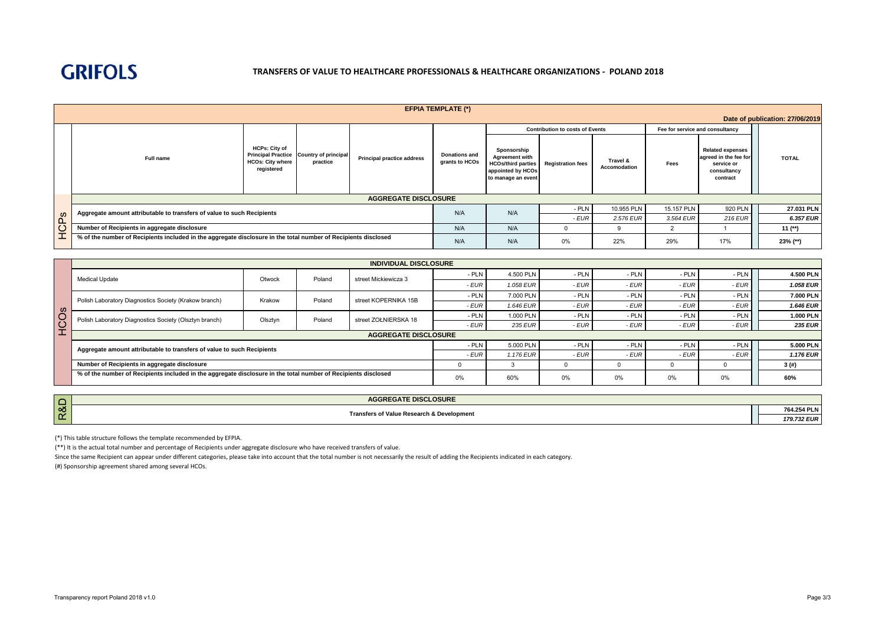**GRIFOLS**

## TRANSFERS OF VALUE TO HEALTHCARE PROFESSIONALS & HEALTHCARE ORGANIZATIONS - POLAND 2018

**EFPIA TEMPLATE (*)**

Date of publication: 27/06/2019

| | Full name | HCPs: City of Principal Practice HCOs: City where registered | Country of principal practice | Principal practice address | Donations and grants to HCOs | Contribution to costs of Events: Sponsorship Agreement with HCOs/third parties appointed by HCOs to manage an event | Contribution to costs of Events: Registration fees | Contribution to costs of Events: Travel & Accomodation | Fee for service and consultancy: Fees | Fee for service and consultancy: Related expenses agreed in the fee for service or consultancy contract | TOTAL |
|---|---|---|---|---|---|---|---|---|---|---|---|
| HCPs | **AGGREGATE DISCLOSURE** | | | | | | | | | | |
| HCPs | Aggregate amount attributable to transfers of value to such Recipients | | | | N/A | N/A | - PLN | 10.955 PLN | 15.157 PLN | 920 PLN | 27.031 PLN |
| HCPs | | | | | | | - EUR | 2.576 EUR | 3.564 EUR | 216 EUR | 6.357 EUR |
| HCPs | Number of Recipients in aggregate disclosure | | | | N/A | N/A | 0 | 9 | 2 | 1 | 11 (**) |
| HCPs | % of the number of Recipients included in the aggregate disclosure in the total number of Recipients disclosed | | | | N/A | N/A | 0% | 22% | 29% | 17% | 23% (**) |
| HCOs | **INDIVIDUAL DISCLOSURE** | | | | | | | | | | |
| HCOs | Medical Update | Otwock | Poland | street Mickiewicza 3 | - PLN | 4.500 PLN | - PLN | - PLN | - PLN | - PLN | 4.500 PLN |
| HCOs | | | | | - EUR | 1.058 EUR | - EUR | - EUR | - EUR | - EUR | 1.058 EUR |
| HCOs | Polish Laboratory Diagnostics Society (Krakow branch) | Krakow | Poland | street KOPERNIKA 15B | - PLN | 7.000 PLN | - PLN | - PLN | - PLN | - PLN | 7.000 PLN |
| HCOs | | | | | - EUR | 1.646 EUR | - EUR | - EUR | - EUR | - EUR | 1.646 EUR |
| HCOs | Polish Laboratory Diagnostics Society (Olsztyn branch) | Olsztyn | Poland | street ZOŁNIERSKA 18 | - PLN | 1.000 PLN | - PLN | - PLN | - PLN | - PLN | 1.000 PLN |
| HCOs | | | | | - EUR | 235 EUR | - EUR | - EUR | - EUR | - EUR | 235 EUR |
| HCOs | **AGGREGATE DISCLOSURE** | | | | | | | | | | |
| HCOs | Aggregate amount attributable to transfers of value to such Recipients | | | | - PLN | 5.000 PLN | - PLN | - PLN | - PLN | - PLN | 5.000 PLN |
| HCOs | | | | | - EUR | 1.176 EUR | - EUR | - EUR | - EUR | - EUR | 1.176 EUR |
| HCOs | Number of Recipients in aggregate disclosure | | | | 0 | 3 | 0 | 0 | 0 | 0 | 3 (#) |
| HCOs | % of the number of Recipients included in the aggregate disclosure in the total number of Recipients disclosed | | | | 0% | 60% | 0% | 0% | 0% | 0% | 60% |
| R&D | **AGGREGATE DISCLOSURE** | | | | | | | | | | |
| R&D | Transfers of Value Research & Development | | | | | | | | | | 764.254 PLN |
| R&D | | | | | | | | | | | 179.732 EUR |

(*) This table structure follows the template recommended by EFPIA.

(**) It is the actual total number and percentage of Recipients under aggregate disclosure who have received transfers of value.

Since the same Recipient can appear under different categories, please take into account that the total number is not necessarily the result of adding the Recipients indicated in each category.

(#) Sponsorship agreement shared among several HCOs.